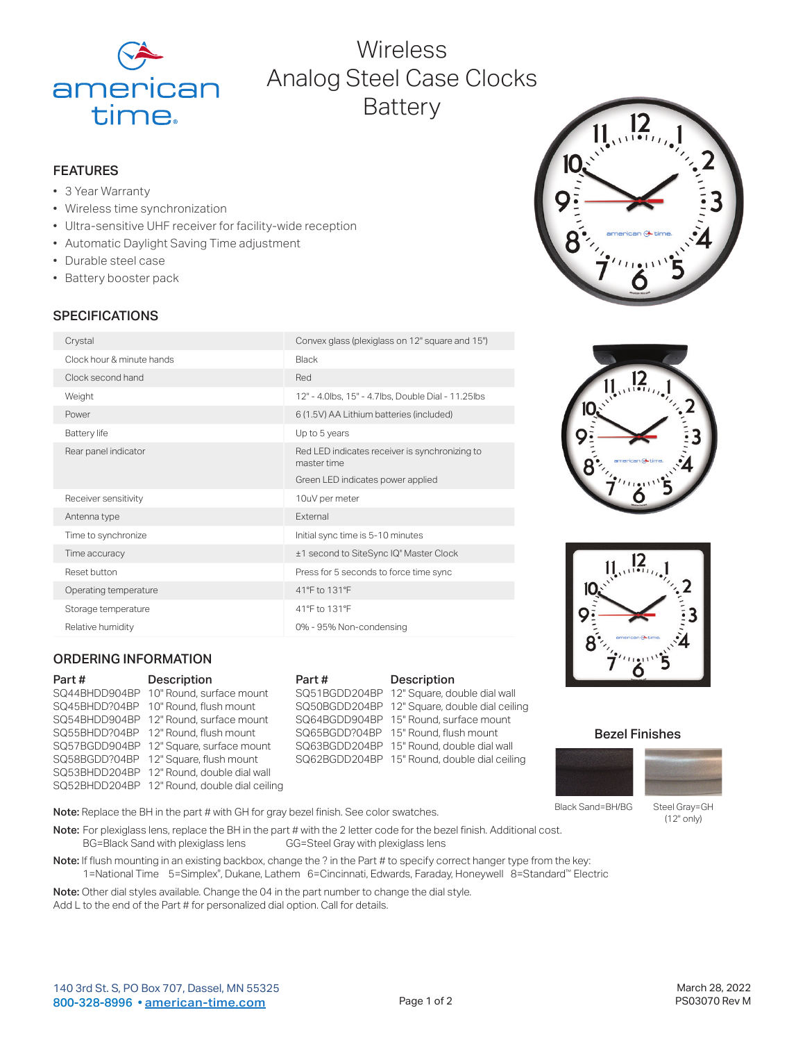# Wireless Analog Steel Case Clocks Battery

## FEATURES

- 3 Year Warranty
- Wireless time synchronization
- Ultra-sensitive UHF receiver for facility-wide reception
- Automatic Daylight Saving Time adjustment
- Durable steel case
- Battery booster pack

## SPECIFICATIONS

| | |
|---|---|
| Crystal | Convex glass (plexiglass on 12" square and 15") |
| Clock hour & minute hands | Black |
| Clock second hand | Red |
| Weight | 12" - 4.0lbs, 15" - 4.7lbs, Double Dial - 11.25lbs |
| Power | 6 (1.5V) AA Lithium batteries (included) |
| Battery life | Up to 5 years |
| Rear panel indicator | Red LED indicates receiver is synchronizing to master time<br>Green LED indicates power applied |
| Receiver sensitivity | 10uV per meter |
| Antenna type | External |
| Time to synchronize | Initial sync time is 5-10 minutes |
| Time accuracy | ±1 second to SiteSync IQ® Master Clock |
| Reset button | Press for 5 seconds to force time sync |
| Operating temperature | 41°F to 131°F |
| Storage temperature | 41°F to 131°F |
| Relative humidity | 0% - 95% Non-condensing |

## ORDERING INFORMATION

| Part # | Description |
|---|---|
| SQ44BHDD904BP | 10" Round, surface mount |
| SQ45BHDD?04BP | 10" Round, flush mount |
| SQ54BHDD904BP | 12" Round, surface mount |
| SQ55BHDD?04BP | 12" Round, flush mount |
| SQ57BGDD904BP | 12" Square, surface mount |
| SQ58BGDD?04BP | 12" Square, flush mount |
| SQ53BHDD204BP | 12" Round, double dial wall |
| SQ52BHDD204BP | 12" Round, double dial ceiling |
| SQ51BGDD204BP | 12" Square, double dial wall |
| SQ50BGDD204BP | 12" Square, double dial ceiling |
| SQ64BGDD904BP | 15" Round, surface mount |
| SQ65BGDD?04BP | 15" Round, flush mount |
| SQ63BGDD204BP | 15" Round, double dial wall |
| SQ62BGDD204BP | 15" Round, double dial ceiling |

### Bezel Finishes

Black Sand=BH/BG

Steel Gray=GH (12" only)

**Note:** Replace the BH in the part # with GH for gray bezel finish. See color swatches.

**Note:** For plexiglass lens, replace the BH in the part # with the 2 letter code for the bezel finish. Additional cost.
BG=Black Sand with plexiglass lens    GG=Steel Gray with plexiglass lens

**Note:** If flush mounting in an existing backbox, change the ? in the Part # to specify correct hanger type from the key:
1=National Time  5=Simplex®, Dukane, Lathem  6=Cincinnati, Edwards, Faraday, Honeywell  8=Standard™ Electric

**Note:** Other dial styles available. Change the 04 in the part number to change the dial style.
Add L to the end of the Part # for personalized dial option. Call for details.

140 3rd St. S, PO Box 707, Dassel, MN 55325
800-328-8996 • american-time.com

March 28, 2022
PS03070 Rev M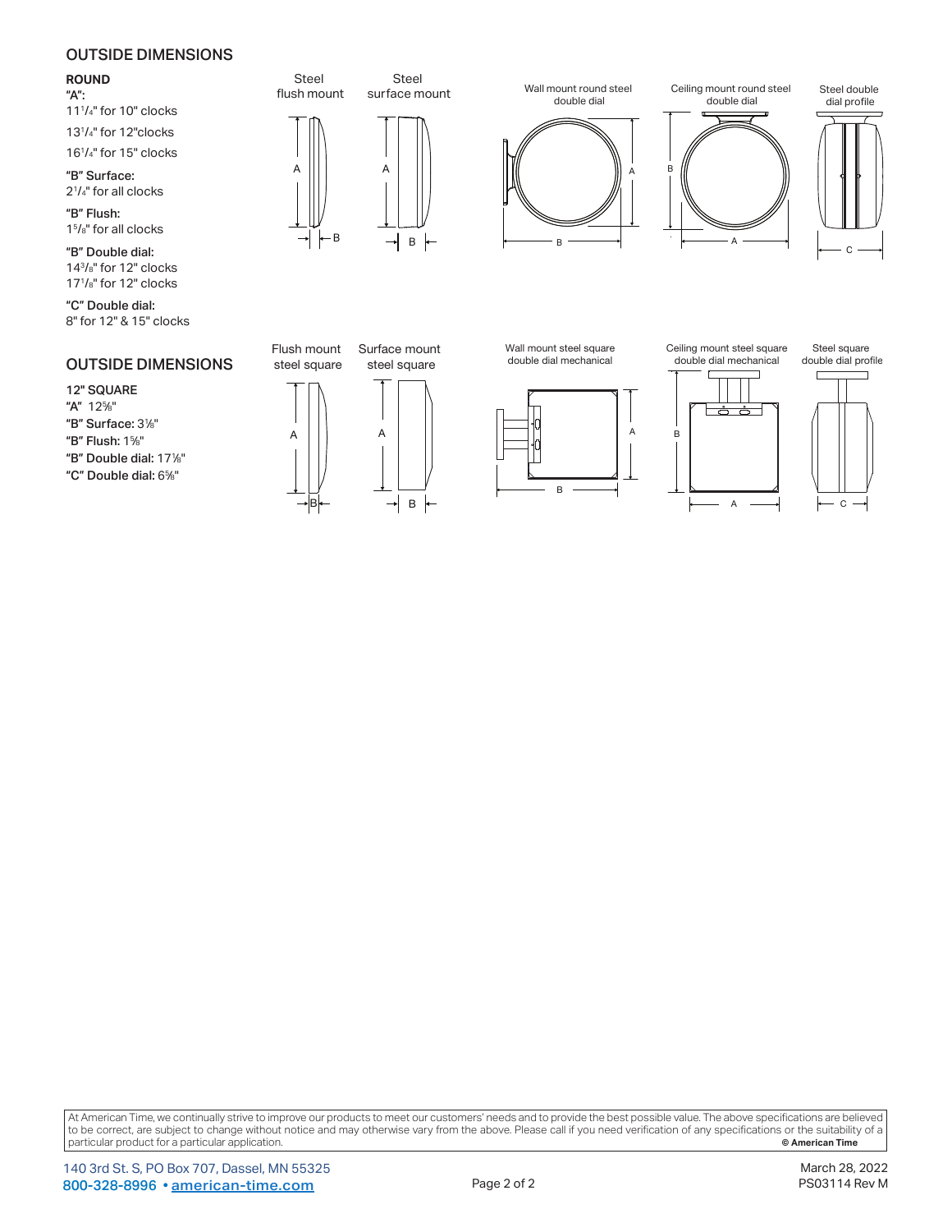## OUTSIDE DIMENSIONS

**ROUND**

"A":

11 1/4" for 10" clocks

13 1/4" for 12"clocks

16 1/4" for 15" clocks

"B" Surface:
2 1/4" for all clocks

"B" Flush:
1 5/8" for all clocks

"B" Double dial:
14 3/8" for 12" clocks
17 1/8" for 12" clocks

"C" Double dial:
8" for 12" & 15" clocks

Steel flush mount

Steel surface mount

Wall mount round steel double dial

Ceiling mount round steel double dial

Steel double dial profile

A

B

C

## OUTSIDE DIMENSIONS

**12" SQUARE**

"A" 12⅝"

"B" Surface: 3⅛"

"B" Flush: 1⅝"

"B" Double dial: 17⅛"

"C" Double dial: 6⅝"

Flush mount steel square

Surface mount steel square

Wall mount steel square double dial mechanical

Ceiling mount steel square double dial mechanical

Steel square double dial profile

A

B

C

At American Time, we continually strive to improve our products to meet our customers' needs and to provide the best possible value. The above specifications are believed to be correct, are subject to change without notice and may otherwise vary from the above. Please call if you need verification of any specifications or the suitability of a particular product for a particular application.

**© American Time**

140 3rd St. S, PO Box 707, Dassel, MN 55325
800-328-8996 • american-time.com

March 28, 2022
PS03114 Rev M